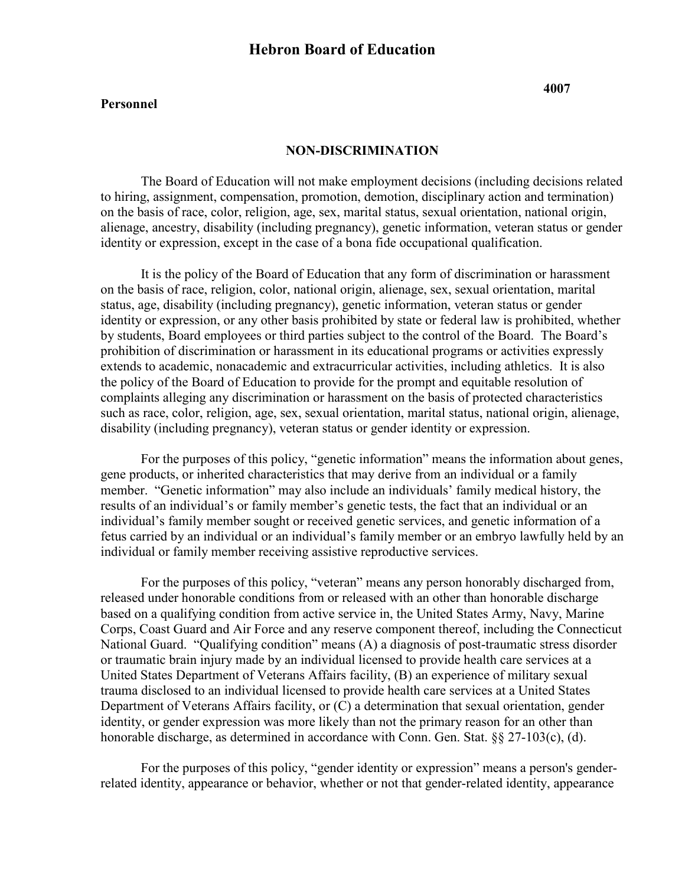# Hebron Board of Education

**Personnel** **4007**

## NON-DISCRIMINATION

The Board of Education will not make employment decisions (including decisions related to hiring, assignment, compensation, promotion, demotion, disciplinary action and termination) on the basis of race, color, religion, age, sex, marital status, sexual orientation, national origin, alienage, ancestry, disability (including pregnancy), genetic information, veteran status or gender identity or expression, except in the case of a bona fide occupational qualification.

It is the policy of the Board of Education that any form of discrimination or harassment on the basis of race, religion, color, national origin, alienage, sex, sexual orientation, marital status, age, disability (including pregnancy), genetic information, veteran status or gender identity or expression, or any other basis prohibited by state or federal law is prohibited, whether by students, Board employees or third parties subject to the control of the Board. The Board's prohibition of discrimination or harassment in its educational programs or activities expressly extends to academic, nonacademic and extracurricular activities, including athletics. It is also the policy of the Board of Education to provide for the prompt and equitable resolution of complaints alleging any discrimination or harassment on the basis of protected characteristics such as race, color, religion, age, sex, sexual orientation, marital status, national origin, alienage, disability (including pregnancy), veteran status or gender identity or expression.

For the purposes of this policy, "genetic information" means the information about genes, gene products, or inherited characteristics that may derive from an individual or a family member. "Genetic information" may also include an individuals' family medical history, the results of an individual's or family member's genetic tests, the fact that an individual or an individual's family member sought or received genetic services, and genetic information of a fetus carried by an individual or an individual's family member or an embryo lawfully held by an individual or family member receiving assistive reproductive services.

For the purposes of this policy, "veteran" means any person honorably discharged from, released under honorable conditions from or released with an other than honorable discharge based on a qualifying condition from active service in, the United States Army, Navy, Marine Corps, Coast Guard and Air Force and any reserve component thereof, including the Connecticut National Guard. "Qualifying condition" means (A) a diagnosis of post-traumatic stress disorder or traumatic brain injury made by an individual licensed to provide health care services at a United States Department of Veterans Affairs facility, (B) an experience of military sexual trauma disclosed to an individual licensed to provide health care services at a United States Department of Veterans Affairs facility, or (C) a determination that sexual orientation, gender identity, or gender expression was more likely than not the primary reason for an other than honorable discharge, as determined in accordance with Conn. Gen. Stat. §§ 27-103(c), (d).

For the purposes of this policy, "gender identity or expression" means a person's gender-related identity, appearance or behavior, whether or not that gender-related identity, appearance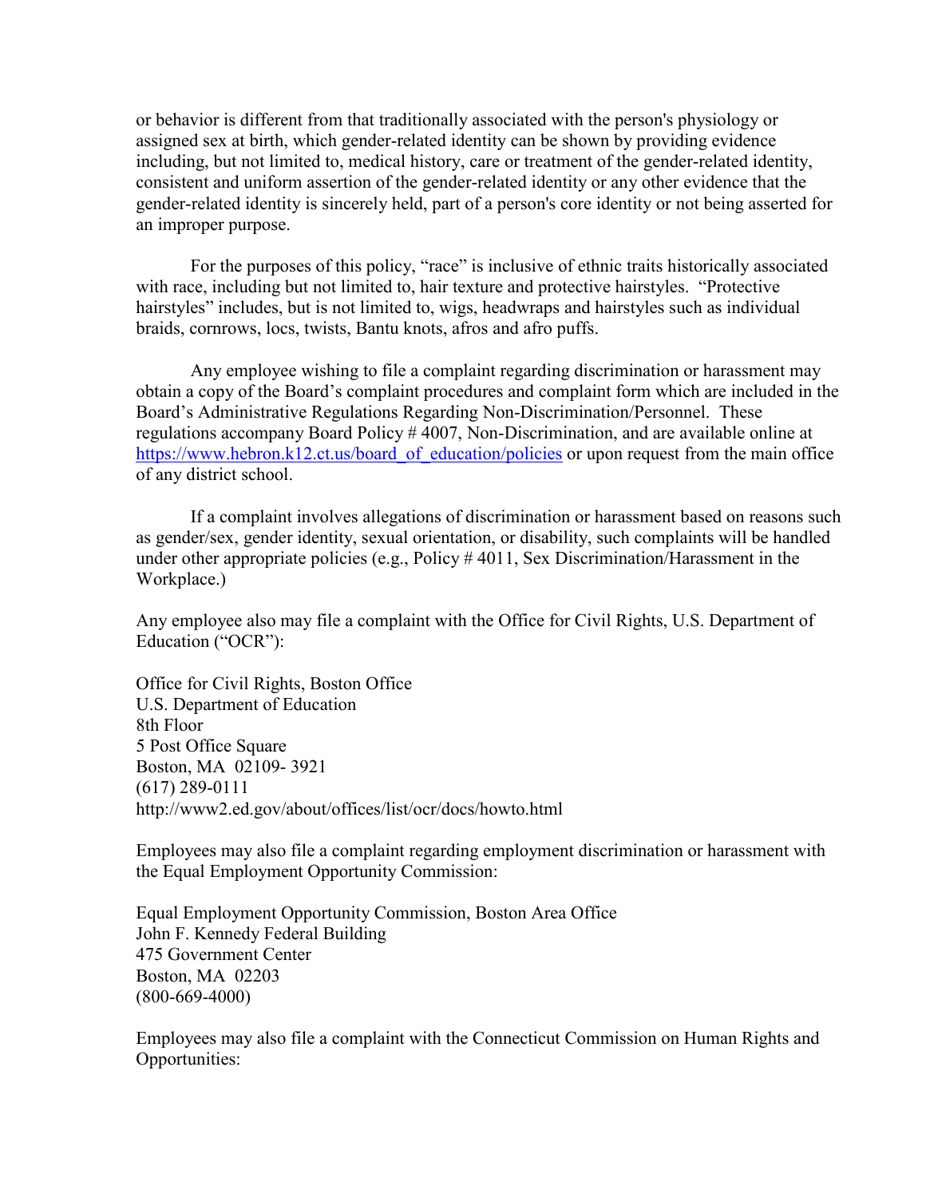or behavior is different from that traditionally associated with the person's physiology or assigned sex at birth, which gender-related identity can be shown by providing evidence including, but not limited to, medical history, care or treatment of the gender-related identity, consistent and uniform assertion of the gender-related identity or any other evidence that the gender-related identity is sincerely held, part of a person's core identity or not being asserted for an improper purpose.

For the purposes of this policy, "race" is inclusive of ethnic traits historically associated with race, including but not limited to, hair texture and protective hairstyles. "Protective hairstyles" includes, but is not limited to, wigs, headwraps and hairstyles such as individual braids, cornrows, locs, twists, Bantu knots, afros and afro puffs.

Any employee wishing to file a complaint regarding discrimination or harassment may obtain a copy of the Board's complaint procedures and complaint form which are included in the Board's Administrative Regulations Regarding Non-Discrimination/Personnel. These regulations accompany Board Policy # 4007, Non-Discrimination, and are available online at [https://www.hebron.k12.ct.us/board_of_education/policies](https://www.hebron.k12.ct.us/board_of_education/policies) or upon request from the main office of any district school.

If a complaint involves allegations of discrimination or harassment based on reasons such as gender/sex, gender identity, sexual orientation, or disability, such complaints will be handled under other appropriate policies (e.g., Policy # 4011, Sex Discrimination/Harassment in the Workplace.)

Any employee also may file a complaint with the Office for Civil Rights, U.S. Department of Education ("OCR"):

Office for Civil Rights, Boston Office
U.S. Department of Education
8th Floor
5 Post Office Square
Boston, MA 02109- 3921
(617) 289-0111
http://www2.ed.gov/about/offices/list/ocr/docs/howto.html

Employees may also file a complaint regarding employment discrimination or harassment with the Equal Employment Opportunity Commission:

Equal Employment Opportunity Commission, Boston Area Office
John F. Kennedy Federal Building
475 Government Center
Boston, MA 02203
(800-669-4000)

Employees may also file a complaint with the Connecticut Commission on Human Rights and Opportunities: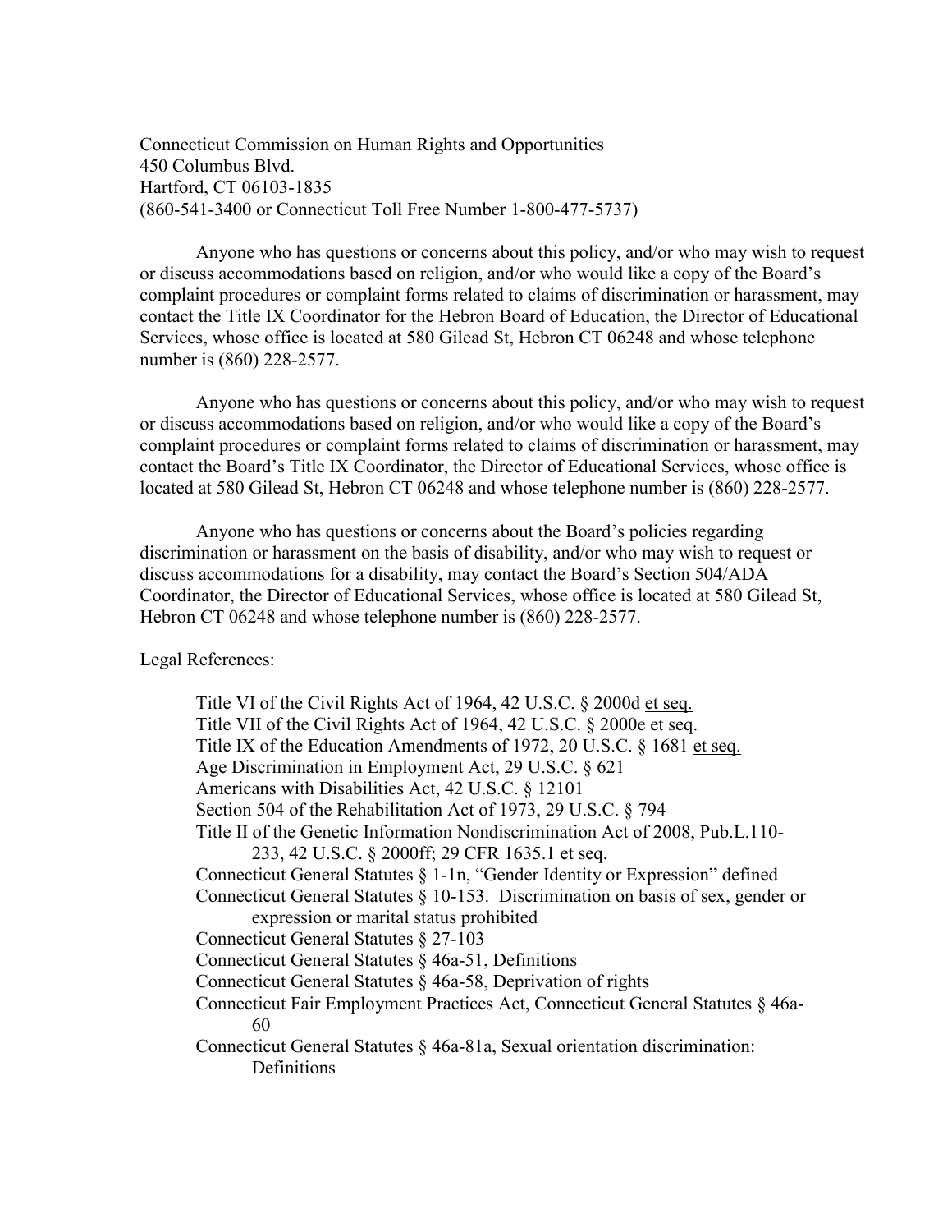Connecticut Commission on Human Rights and Opportunities
450 Columbus Blvd.
Hartford, CT 06103-1835
(860-541-3400 or Connecticut Toll Free Number 1-800-477-5737)

Anyone who has questions or concerns about this policy, and/or who may wish to request or discuss accommodations based on religion, and/or who would like a copy of the Board's complaint procedures or complaint forms related to claims of discrimination or harassment, may contact the Title IX Coordinator for the Hebron Board of Education, the Director of Educational Services, whose office is located at 580 Gilead St, Hebron CT 06248 and whose telephone number is (860) 228-2577.

Anyone who has questions or concerns about this policy, and/or who may wish to request or discuss accommodations based on religion, and/or who would like a copy of the Board's complaint procedures or complaint forms related to claims of discrimination or harassment, may contact the Board's Title IX Coordinator, the Director of Educational Services, whose office is located at 580 Gilead St, Hebron CT 06248 and whose telephone number is (860) 228-2577.

Anyone who has questions or concerns about the Board's policies regarding discrimination or harassment on the basis of disability, and/or who may wish to request or discuss accommodations for a disability, may contact the Board's Section 504/ADA Coordinator, the Director of Educational Services, whose office is located at 580 Gilead St, Hebron CT 06248 and whose telephone number is (860) 228-2577.

Legal References:

Title VI of the Civil Rights Act of 1964, 42 U.S.C. § 2000d et seq.
Title VII of the Civil Rights Act of 1964, 42 U.S.C. § 2000e et seq.
Title IX of the Education Amendments of 1972, 20 U.S.C. § 1681 et seq.
Age Discrimination in Employment Act, 29 U.S.C. § 621
Americans with Disabilities Act, 42 U.S.C. § 12101
Section 504 of the Rehabilitation Act of 1973, 29 U.S.C. § 794
Title II of the Genetic Information Nondiscrimination Act of 2008, Pub.L.110-233, 42 U.S.C. § 2000ff; 29 CFR 1635.1 et seq.
Connecticut General Statutes § 1-1n, "Gender Identity or Expression" defined
Connecticut General Statutes § 10-153. Discrimination on basis of sex, gender or expression or marital status prohibited
Connecticut General Statutes § 27-103
Connecticut General Statutes § 46a-51, Definitions
Connecticut General Statutes § 46a-58, Deprivation of rights
Connecticut Fair Employment Practices Act, Connecticut General Statutes § 46a-60
Connecticut General Statutes § 46a-81a, Sexual orientation discrimination: Definitions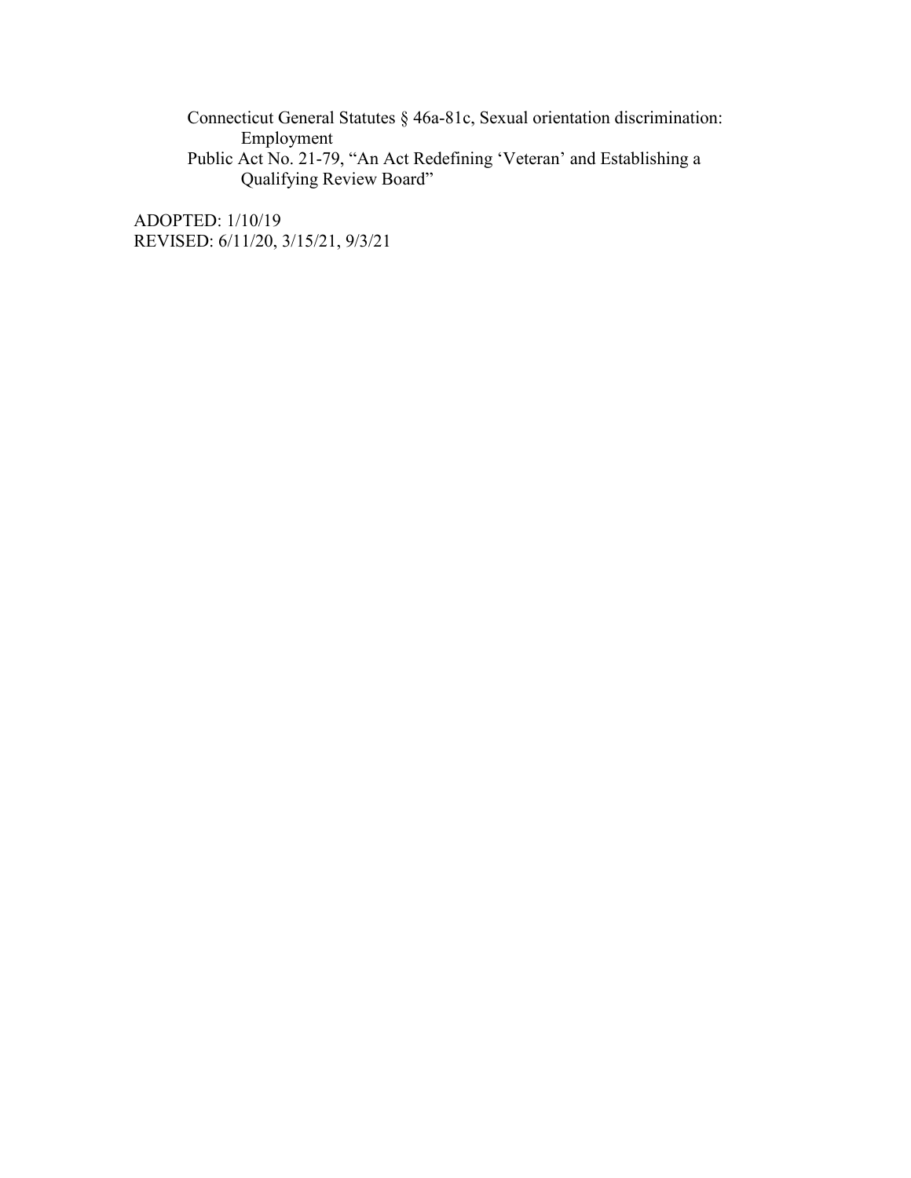Connecticut General Statutes § 46a-81c, Sexual orientation discrimination: Employment

Public Act No. 21-79, "An Act Redefining 'Veteran' and Establishing a Qualifying Review Board"

ADOPTED: 1/10/19

REVISED: 6/11/20, 3/15/21, 9/3/21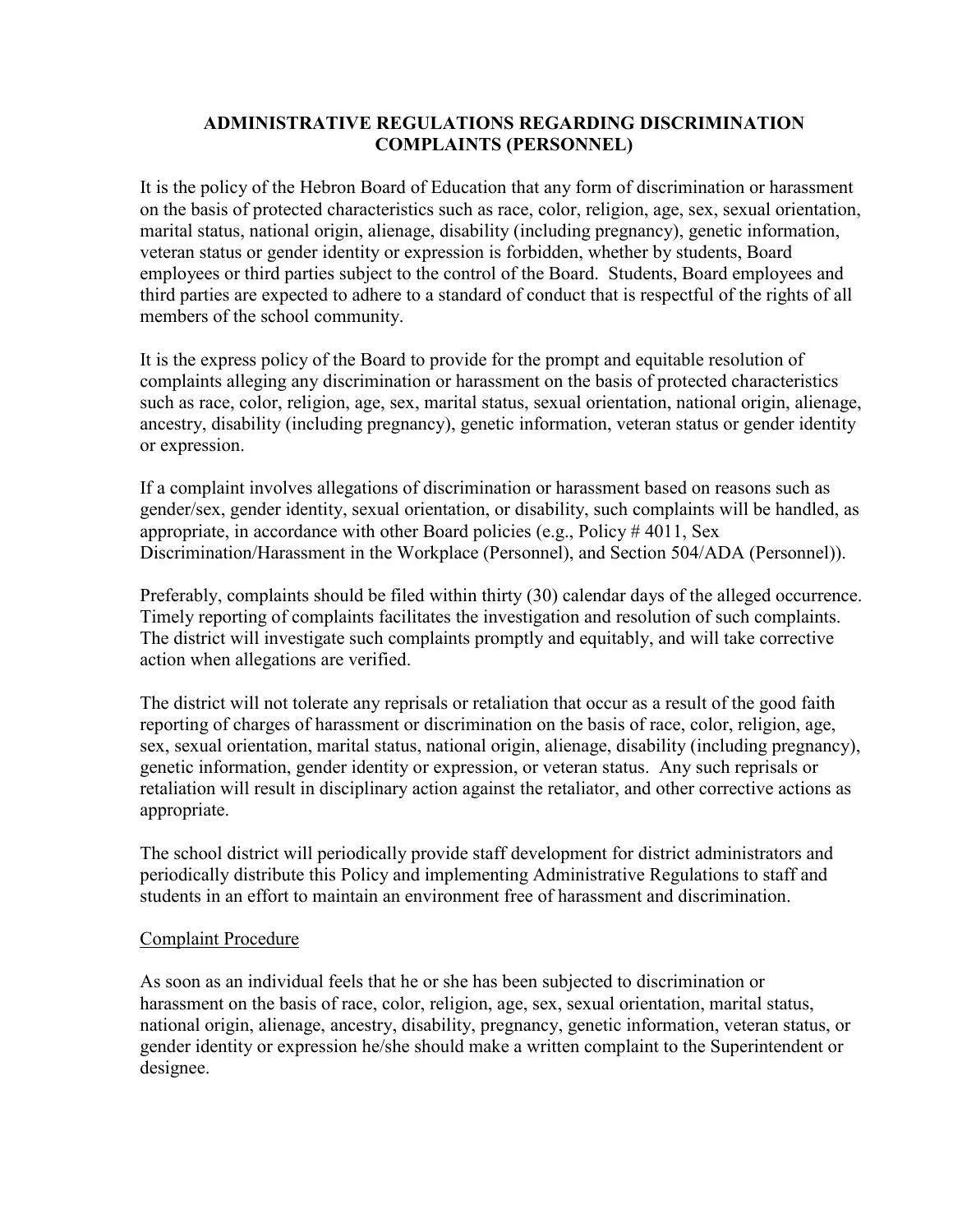## ADMINISTRATIVE REGULATIONS REGARDING DISCRIMINATION COMPLAINTS (PERSONNEL)

It is the policy of the Hebron Board of Education that any form of discrimination or harassment on the basis of protected characteristics such as race, color, religion, age, sex, sexual orientation, marital status, national origin, alienage, disability (including pregnancy), genetic information, veteran status or gender identity or expression is forbidden, whether by students, Board employees or third parties subject to the control of the Board. Students, Board employees and third parties are expected to adhere to a standard of conduct that is respectful of the rights of all members of the school community.

It is the express policy of the Board to provide for the prompt and equitable resolution of complaints alleging any discrimination or harassment on the basis of protected characteristics such as race, color, religion, age, sex, marital status, sexual orientation, national origin, alienage, ancestry, disability (including pregnancy), genetic information, veteran status or gender identity or expression.

If a complaint involves allegations of discrimination or harassment based on reasons such as gender/sex, gender identity, sexual orientation, or disability, such complaints will be handled, as appropriate, in accordance with other Board policies (e.g., Policy # 4011, Sex Discrimination/Harassment in the Workplace (Personnel), and Section 504/ADA (Personnel)).

Preferably, complaints should be filed within thirty (30) calendar days of the alleged occurrence. Timely reporting of complaints facilitates the investigation and resolution of such complaints. The district will investigate such complaints promptly and equitably, and will take corrective action when allegations are verified.

The district will not tolerate any reprisals or retaliation that occur as a result of the good faith reporting of charges of harassment or discrimination on the basis of race, color, religion, age, sex, sexual orientation, marital status, national origin, alienage, disability (including pregnancy), genetic information, gender identity or expression, or veteran status. Any such reprisals or retaliation will result in disciplinary action against the retaliator, and other corrective actions as appropriate.

The school district will periodically provide staff development for district administrators and periodically distribute this Policy and implementing Administrative Regulations to staff and students in an effort to maintain an environment free of harassment and discrimination.

### Complaint Procedure

As soon as an individual feels that he or she has been subjected to discrimination or harassment on the basis of race, color, religion, age, sex, sexual orientation, marital status, national origin, alienage, ancestry, disability, pregnancy, genetic information, veteran status, or gender identity or expression he/she should make a written complaint to the Superintendent or designee.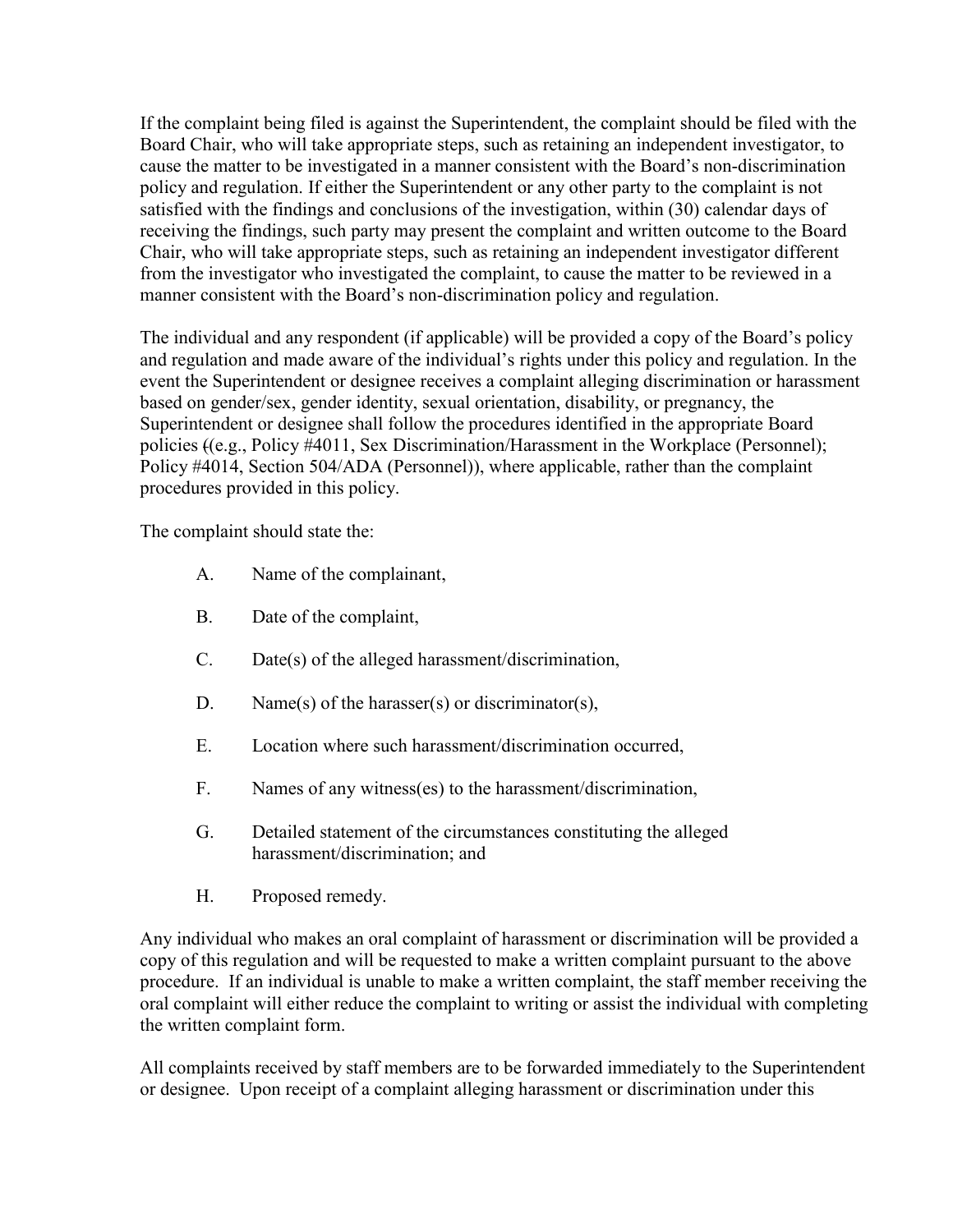If the complaint being filed is against the Superintendent, the complaint should be filed with the Board Chair, who will take appropriate steps, such as retaining an independent investigator, to cause the matter to be investigated in a manner consistent with the Board's non-discrimination policy and regulation. If either the Superintendent or any other party to the complaint is not satisfied with the findings and conclusions of the investigation, within (30) calendar days of receiving the findings, such party may present the complaint and written outcome to the Board Chair, who will take appropriate steps, such as retaining an independent investigator different from the investigator who investigated the complaint, to cause the matter to be reviewed in a manner consistent with the Board's non-discrimination policy and regulation.

The individual and any respondent (if applicable) will be provided a copy of the Board's policy and regulation and made aware of the individual's rights under this policy and regulation. In the event the Superintendent or designee receives a complaint alleging discrimination or harassment based on gender/sex, gender identity, sexual orientation, disability, or pregnancy, the Superintendent or designee shall follow the procedures identified in the appropriate Board policies ((e.g., Policy #4011, Sex Discrimination/Harassment in the Workplace (Personnel); Policy #4014, Section 504/ADA (Personnel)), where applicable, rather than the complaint procedures provided in this policy.

The complaint should state the:

A. Name of the complainant,

B. Date of the complaint,

C. Date(s) of the alleged harassment/discrimination,

D. Name(s) of the harasser(s) or discriminator(s),

E. Location where such harassment/discrimination occurred,

F. Names of any witness(es) to the harassment/discrimination,

G. Detailed statement of the circumstances constituting the alleged harassment/discrimination; and

H. Proposed remedy.

Any individual who makes an oral complaint of harassment or discrimination will be provided a copy of this regulation and will be requested to make a written complaint pursuant to the above procedure. If an individual is unable to make a written complaint, the staff member receiving the oral complaint will either reduce the complaint to writing or assist the individual with completing the written complaint form.

All complaints received by staff members are to be forwarded immediately to the Superintendent or designee. Upon receipt of a complaint alleging harassment or discrimination under this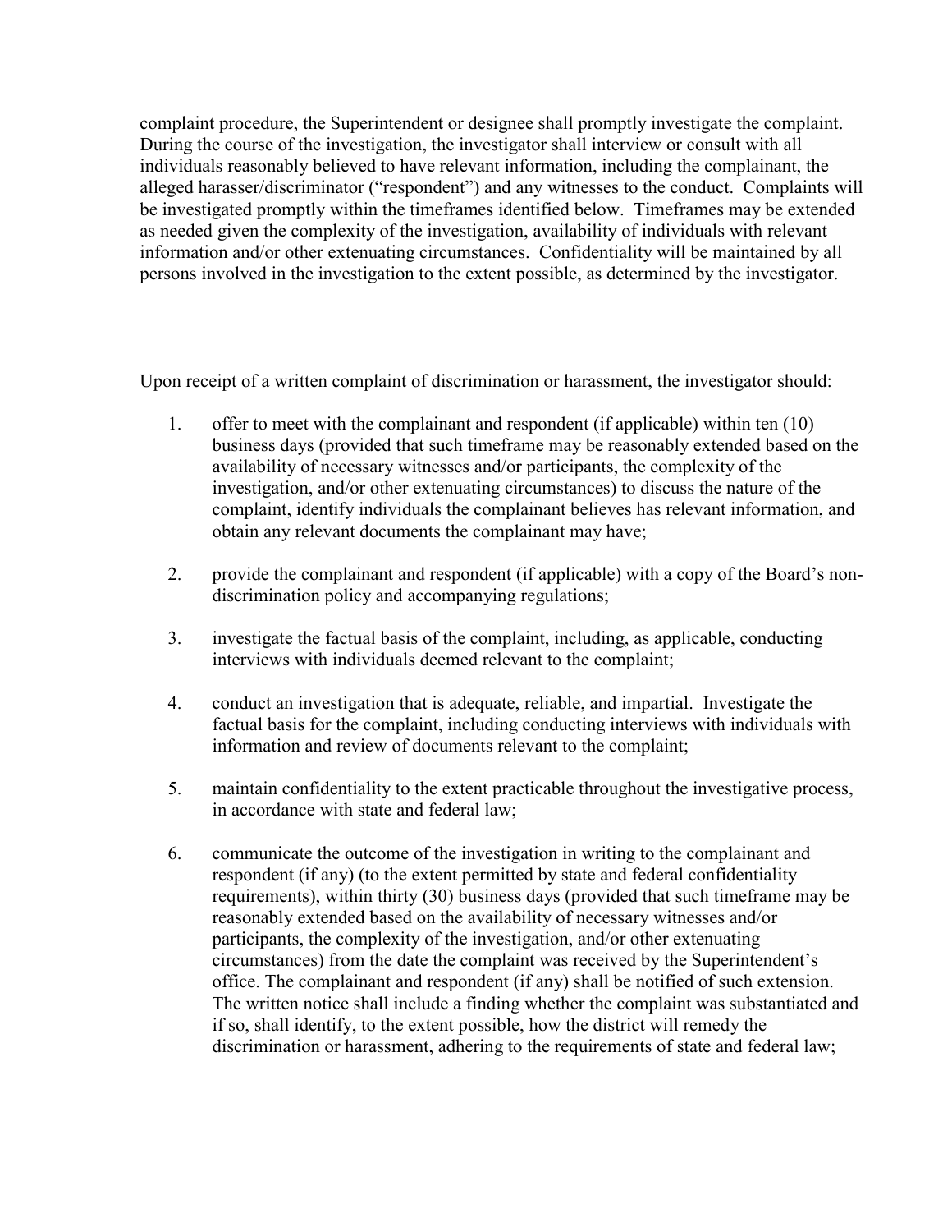complaint procedure, the Superintendent or designee shall promptly investigate the complaint. During the course of the investigation, the investigator shall interview or consult with all individuals reasonably believed to have relevant information, including the complainant, the alleged harasser/discriminator ("respondent") and any witnesses to the conduct. Complaints will be investigated promptly within the timeframes identified below. Timeframes may be extended as needed given the complexity of the investigation, availability of individuals with relevant information and/or other extenuating circumstances. Confidentiality will be maintained by all persons involved in the investigation to the extent possible, as determined by the investigator.

Upon receipt of a written complaint of discrimination or harassment, the investigator should:

1. offer to meet with the complainant and respondent (if applicable) within ten (10) business days (provided that such timeframe may be reasonably extended based on the availability of necessary witnesses and/or participants, the complexity of the investigation, and/or other extenuating circumstances) to discuss the nature of the complaint, identify individuals the complainant believes has relevant information, and obtain any relevant documents the complainant may have;

2. provide the complainant and respondent (if applicable) with a copy of the Board's non-discrimination policy and accompanying regulations;

3. investigate the factual basis of the complaint, including, as applicable, conducting interviews with individuals deemed relevant to the complaint;

4. conduct an investigation that is adequate, reliable, and impartial. Investigate the factual basis for the complaint, including conducting interviews with individuals with information and review of documents relevant to the complaint;

5. maintain confidentiality to the extent practicable throughout the investigative process, in accordance with state and federal law;

6. communicate the outcome of the investigation in writing to the complainant and respondent (if any) (to the extent permitted by state and federal confidentiality requirements), within thirty (30) business days (provided that such timeframe may be reasonably extended based on the availability of necessary witnesses and/or participants, the complexity of the investigation, and/or other extenuating circumstances) from the date the complaint was received by the Superintendent's office. The complainant and respondent (if any) shall be notified of such extension. The written notice shall include a finding whether the complaint was substantiated and if so, shall identify, to the extent possible, how the district will remedy the discrimination or harassment, adhering to the requirements of state and federal law;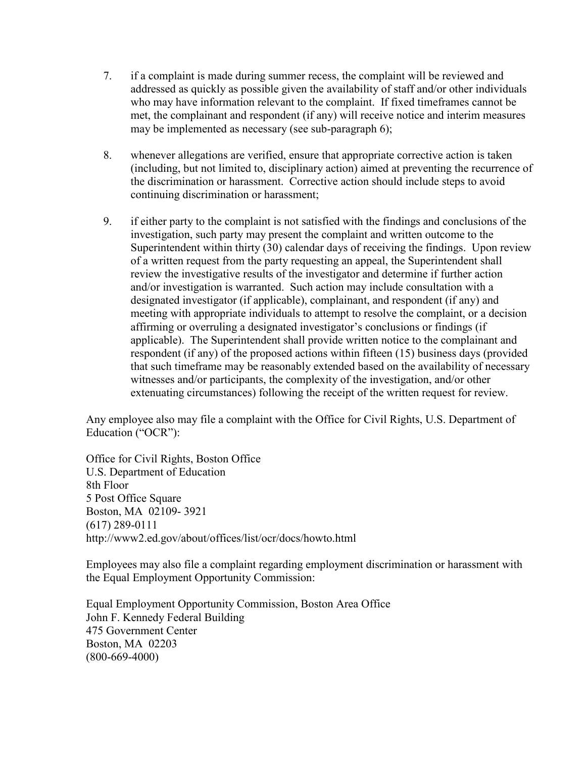7. if a complaint is made during summer recess, the complaint will be reviewed and addressed as quickly as possible given the availability of staff and/or other individuals who may have information relevant to the complaint. If fixed timeframes cannot be met, the complainant and respondent (if any) will receive notice and interim measures may be implemented as necessary (see sub-paragraph 6);

8. whenever allegations are verified, ensure that appropriate corrective action is taken (including, but not limited to, disciplinary action) aimed at preventing the recurrence of the discrimination or harassment. Corrective action should include steps to avoid continuing discrimination or harassment;

9. if either party to the complaint is not satisfied with the findings and conclusions of the investigation, such party may present the complaint and written outcome to the Superintendent within thirty (30) calendar days of receiving the findings. Upon review of a written request from the party requesting an appeal, the Superintendent shall review the investigative results of the investigator and determine if further action and/or investigation is warranted. Such action may include consultation with a designated investigator (if applicable), complainant, and respondent (if any) and meeting with appropriate individuals to attempt to resolve the complaint, or a decision affirming or overruling a designated investigator's conclusions or findings (if applicable). The Superintendent shall provide written notice to the complainant and respondent (if any) of the proposed actions within fifteen (15) business days (provided that such timeframe may be reasonably extended based on the availability of necessary witnesses and/or participants, the complexity of the investigation, and/or other extenuating circumstances) following the receipt of the written request for review.

Any employee also may file a complaint with the Office for Civil Rights, U.S. Department of Education ("OCR"):

Office for Civil Rights, Boston Office
U.S. Department of Education
8th Floor
5 Post Office Square
Boston, MA 02109- 3921
(617) 289-0111
http://www2.ed.gov/about/offices/list/ocr/docs/howto.html

Employees may also file a complaint regarding employment discrimination or harassment with the Equal Employment Opportunity Commission:

Equal Employment Opportunity Commission, Boston Area Office
John F. Kennedy Federal Building
475 Government Center
Boston, MA 02203
(800-669-4000)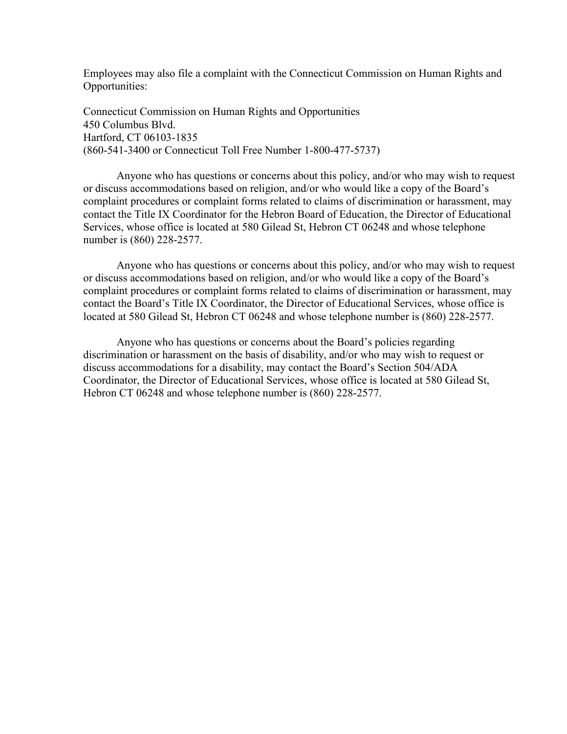Employees may also file a complaint with the Connecticut Commission on Human Rights and Opportunities:

Connecticut Commission on Human Rights and Opportunities
450 Columbus Blvd.
Hartford, CT 06103-1835
(860-541-3400 or Connecticut Toll Free Number 1-800-477-5737)

Anyone who has questions or concerns about this policy, and/or who may wish to request or discuss accommodations based on religion, and/or who would like a copy of the Board's complaint procedures or complaint forms related to claims of discrimination or harassment, may contact the Title IX Coordinator for the Hebron Board of Education, the Director of Educational Services, whose office is located at 580 Gilead St, Hebron CT 06248 and whose telephone number is (860) 228-2577.

Anyone who has questions or concerns about this policy, and/or who may wish to request or discuss accommodations based on religion, and/or who would like a copy of the Board's complaint procedures or complaint forms related to claims of discrimination or harassment, may contact the Board's Title IX Coordinator, the Director of Educational Services, whose office is located at 580 Gilead St, Hebron CT 06248 and whose telephone number is (860) 228-2577.

Anyone who has questions or concerns about the Board's policies regarding discrimination or harassment on the basis of disability, and/or who may wish to request or discuss accommodations for a disability, may contact the Board's Section 504/ADA Coordinator, the Director of Educational Services, whose office is located at 580 Gilead St, Hebron CT 06248 and whose telephone number is (860) 228-2577.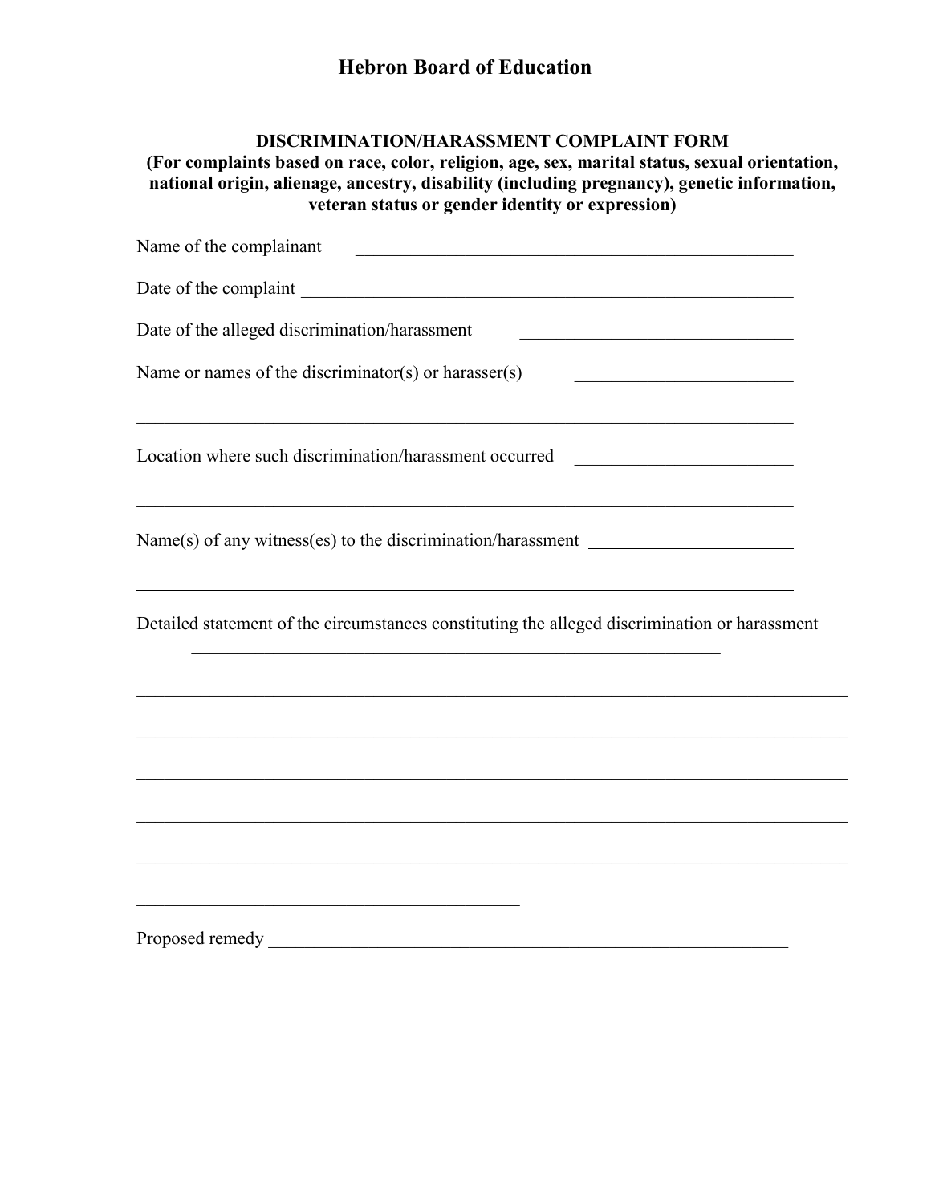# Hebron Board of Education

**DISCRIMINATION/HARASSMENT COMPLAINT FORM**
**(For complaints based on race, color, religion, age, sex, marital status, sexual orientation, national origin, alienage, ancestry, disability (including pregnancy), genetic information, veteran status or gender identity or expression)**

Name of the complainant __________________________________________________

Date of the complaint ______________________________________________________

Date of the alleged discrimination/harassment ______________________________

Name or names of the discriminator(s) or harasser(s) ________________________

___________________________________________________________________________

Location where such discrimination/harassment occurred ______________________

___________________________________________________________________________

Name(s) of any witness(es) to the discrimination/harassment __________________

___________________________________________________________________________

Detailed statement of the circumstances constituting the alleged discrimination or harassment ______________________________________________________________

___________________________________________________________________________

___________________________________________________________________________

___________________________________________________________________________

___________________________________________________________________________

___________________________________________________________________________

____________________________________________

Proposed remedy ___________________________________________________________